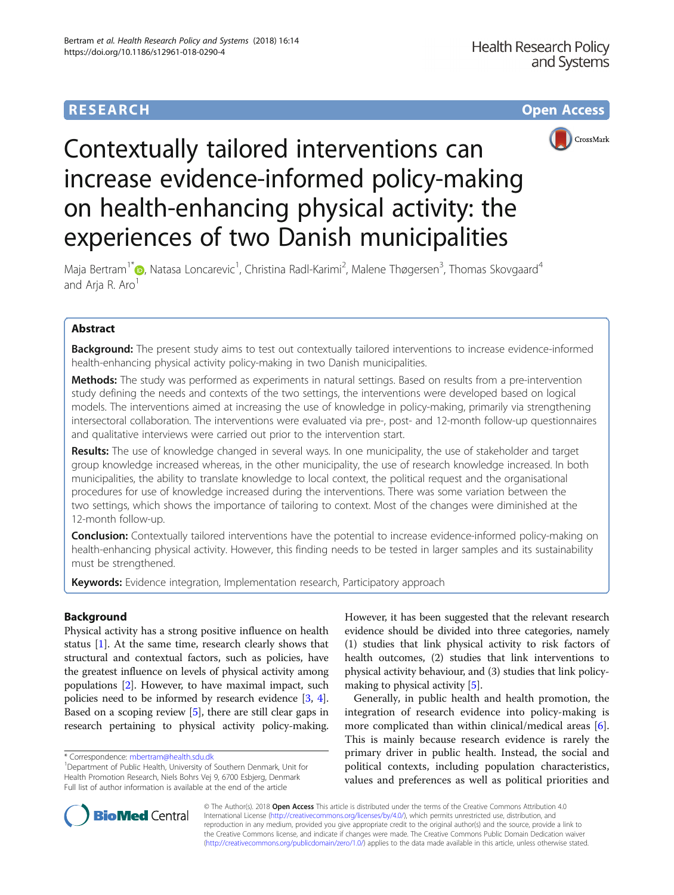RESEARCH Open Access

# Contextually tailored interventions can increase evidence-informed policy-making on health-enhancing physical activity: the experiences of two Danish municipalities

Maja Bertram[1*], Natasa Loncarevic[1], Christina Radl-Karimi[2], Malene Thøgersen[3], Thomas Skovgaard[4] and Arja R. Aro[1]

## Abstract

**Background:** The present study aims to test out contextually tailored interventions to increase evidence-informed health-enhancing physical activity policy-making in two Danish municipalities.

**Methods:** The study was performed as experiments in natural settings. Based on results from a pre-intervention study defining the needs and contexts of the two settings, the interventions were developed based on logical models. The interventions aimed at increasing the use of knowledge in policy-making, primarily via strengthening intersectoral collaboration. The interventions were evaluated via pre-, post- and 12-month follow-up questionnaires and qualitative interviews were carried out prior to the intervention start.

**Results:** The use of knowledge changed in several ways. In one municipality, the use of stakeholder and target group knowledge increased whereas, in the other municipality, the use of research knowledge increased. In both municipalities, the ability to translate knowledge to local context, the political request and the organisational procedures for use of knowledge increased during the interventions. There was some variation between the two settings, which shows the importance of tailoring to context. Most of the changes were diminished at the 12-month follow-up.

**Conclusion:** Contextually tailored interventions have the potential to increase evidence-informed policy-making on health-enhancing physical activity. However, this finding needs to be tested in larger samples and its sustainability must be strengthened.

**Keywords:** Evidence integration, Implementation research, Participatory approach

## Background

Physical activity has a strong positive influence on health status [1]. At the same time, research clearly shows that structural and contextual factors, such as policies, have the greatest influence on levels of physical activity among populations [2]. However, to have maximal impact, such policies need to be informed by research evidence [3, 4]. Based on a scoping review [5], there are still clear gaps in research pertaining to physical activity policy-making. However, it has been suggested that the relevant research evidence should be divided into three categories, namely (1) studies that link physical activity to risk factors of health outcomes, (2) studies that link interventions to physical activity behaviour, and (3) studies that link policy-making to physical activity [5].

Generally, in public health and health promotion, the integration of research evidence into policy-making is more complicated than within clinical/medical areas [6]. This is mainly because research evidence is rarely the primary driver in public health. Instead, the social and political contexts, including population characteristics, values and preferences as well as political priorities and

\* Correspondence: mbertram@health.sdu.dk
[1]Department of Public Health, University of Southern Denmark, Unit for Health Promotion Research, Niels Bohrs Vej 9, 6700 Esbjerg, Denmark
Full list of author information is available at the end of the article

© The Author(s). 2018 **Open Access** This article is distributed under the terms of the Creative Commons Attribution 4.0 International License (http://creativecommons.org/licenses/by/4.0/), which permits unrestricted use, distribution, and reproduction in any medium, provided you give appropriate credit to the original author(s) and the source, provide a link to the Creative Commons license, and indicate if changes were made. The Creative Commons Public Domain Dedication waiver (http://creativecommons.org/publicdomain/zero/1.0/) applies to the data made available in this article, unless otherwise stated.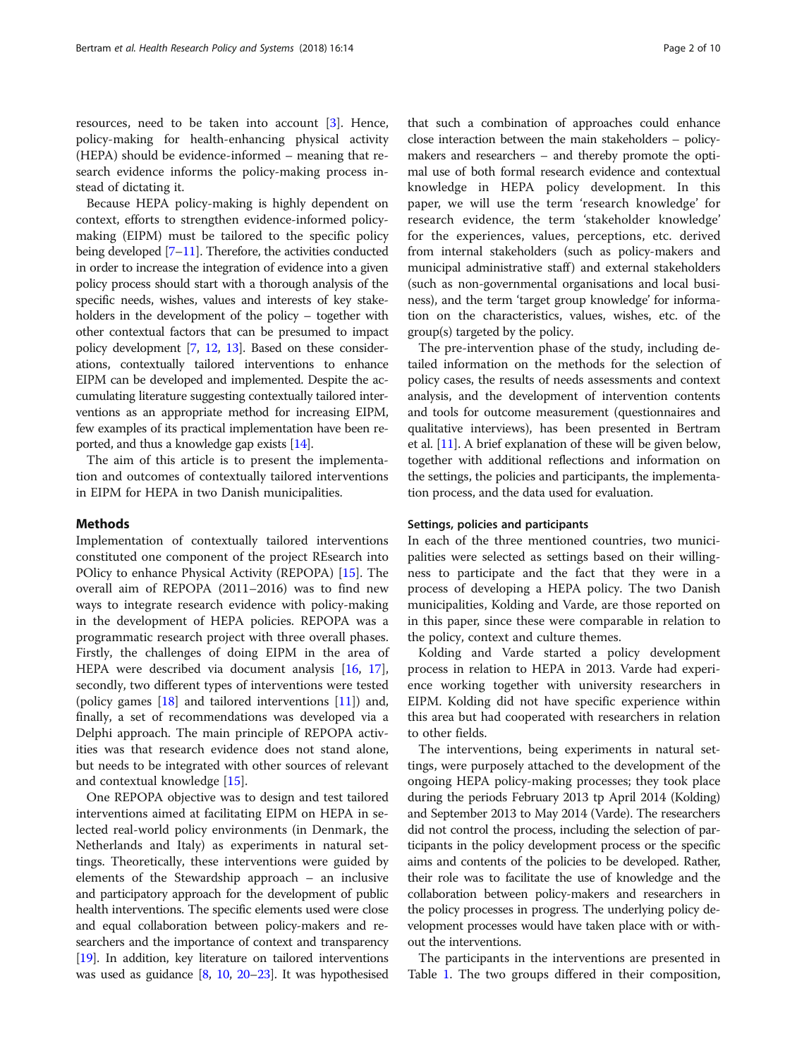resources, need to be taken into account [3]. Hence, policy-making for health-enhancing physical activity (HEPA) should be evidence-informed – meaning that research evidence informs the policy-making process instead of dictating it.

Because HEPA policy-making is highly dependent on context, efforts to strengthen evidence-informed policy-making (EIPM) must be tailored to the specific policy being developed [7–11]. Therefore, the activities conducted in order to increase the integration of evidence into a given policy process should start with a thorough analysis of the specific needs, wishes, values and interests of key stakeholders in the development of the policy – together with other contextual factors that can be presumed to impact policy development [7, 12, 13]. Based on these considerations, contextually tailored interventions to enhance EIPM can be developed and implemented. Despite the accumulating literature suggesting contextually tailored interventions as an appropriate method for increasing EIPM, few examples of its practical implementation have been reported, and thus a knowledge gap exists [14].

The aim of this article is to present the implementation and outcomes of contextually tailored interventions in EIPM for HEPA in two Danish municipalities.

## Methods

Implementation of contextually tailored interventions constituted one component of the project REsearch into POlicy to enhance Physical Activity (REPOPA) [15]. The overall aim of REPOPA (2011–2016) was to find new ways to integrate research evidence with policy-making in the development of HEPA policies. REPOPA was a programmatic research project with three overall phases. Firstly, the challenges of doing EIPM in the area of HEPA were described via document analysis [16, 17], secondly, two different types of interventions were tested (policy games [18] and tailored interventions [11]) and, finally, a set of recommendations was developed via a Delphi approach. The main principle of REPOPA activities was that research evidence does not stand alone, but needs to be integrated with other sources of relevant and contextual knowledge [15].

One REPOPA objective was to design and test tailored interventions aimed at facilitating EIPM on HEPA in selected real-world policy environments (in Denmark, the Netherlands and Italy) as experiments in natural settings. Theoretically, these interventions were guided by elements of the Stewardship approach – an inclusive and participatory approach for the development of public health interventions. The specific elements used were close and equal collaboration between policy-makers and researchers and the importance of context and transparency [19]. In addition, key literature on tailored interventions was used as guidance [8, 10, 20–23]. It was hypothesised that such a combination of approaches could enhance close interaction between the main stakeholders – policy-makers and researchers – and thereby promote the optimal use of both formal research evidence and contextual knowledge in HEPA policy development. In this paper, we will use the term 'research knowledge' for research evidence, the term 'stakeholder knowledge' for the experiences, values, perceptions, etc. derived from internal stakeholders (such as policy-makers and municipal administrative staff) and external stakeholders (such as non-governmental organisations and local business), and the term 'target group knowledge' for information on the characteristics, values, wishes, etc. of the group(s) targeted by the policy.

The pre-intervention phase of the study, including detailed information on the methods for the selection of policy cases, the results of needs assessments and context analysis, and the development of intervention contents and tools for outcome measurement (questionnaires and qualitative interviews), has been presented in Bertram et al. [11]. A brief explanation of these will be given below, together with additional reflections and information on the settings, the policies and participants, the implementation process, and the data used for evaluation.

### Settings, policies and participants

In each of the three mentioned countries, two municipalities were selected as settings based on their willingness to participate and the fact that they were in a process of developing a HEPA policy. The two Danish municipalities, Kolding and Varde, are those reported on in this paper, since these were comparable in relation to the policy, context and culture themes.

Kolding and Varde started a policy development process in relation to HEPA in 2013. Varde had experience working together with university researchers in EIPM. Kolding did not have specific experience within this area but had cooperated with researchers in relation to other fields.

The interventions, being experiments in natural settings, were purposely attached to the development of the ongoing HEPA policy-making processes; they took place during the periods February 2013 tp April 2014 (Kolding) and September 2013 to May 2014 (Varde). The researchers did not control the process, including the selection of participants in the policy development process or the specific aims and contents of the policies to be developed. Rather, their role was to facilitate the use of knowledge and the collaboration between policy-makers and researchers in the policy processes in progress. The underlying policy development processes would have taken place with or without the interventions.

The participants in the interventions are presented in Table 1. The two groups differed in their composition,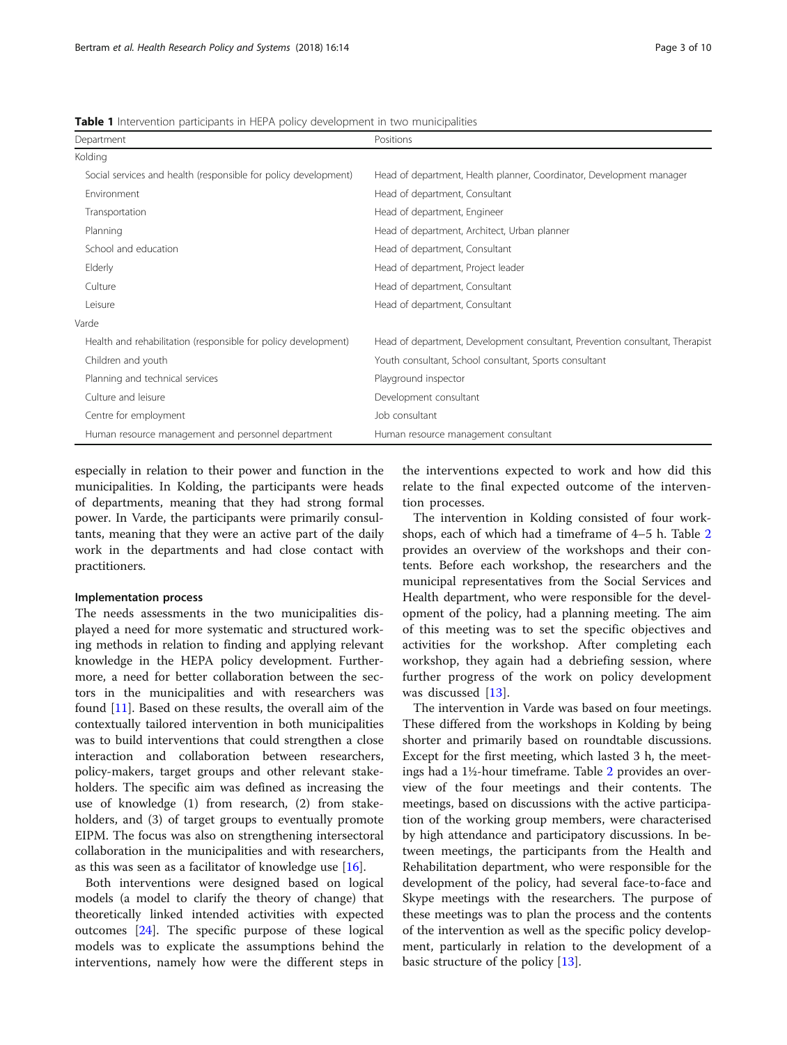**Table 1** Intervention participants in HEPA policy development in two municipalities

| Department | Positions |
|---|---|
| Kolding | |
| Social services and health (responsible for policy development) | Head of department, Health planner, Coordinator, Development manager |
| Environment | Head of department, Consultant |
| Transportation | Head of department, Engineer |
| Planning | Head of department, Architect, Urban planner |
| School and education | Head of department, Consultant |
| Elderly | Head of department, Project leader |
| Culture | Head of department, Consultant |
| Leisure | Head of department, Consultant |
| Varde | |
| Health and rehabilitation (responsible for policy development) | Head of department, Development consultant, Prevention consultant, Therapist |
| Children and youth | Youth consultant, School consultant, Sports consultant |
| Planning and technical services | Playground inspector |
| Culture and leisure | Development consultant |
| Centre for employment | Job consultant |
| Human resource management and personnel department | Human resource management consultant |

especially in relation to their power and function in the municipalities. In Kolding, the participants were heads of departments, meaning that they had strong formal power. In Varde, the participants were primarily consultants, meaning that they were an active part of the daily work in the departments and had close contact with practitioners.

#### Implementation process

The needs assessments in the two municipalities displayed a need for more systematic and structured working methods in relation to finding and applying relevant knowledge in the HEPA policy development. Furthermore, a need for better collaboration between the sectors in the municipalities and with researchers was found [11]. Based on these results, the overall aim of the contextually tailored intervention in both municipalities was to build interventions that could strengthen a close interaction and collaboration between researchers, policy-makers, target groups and other relevant stakeholders. The specific aim was defined as increasing the use of knowledge (1) from research, (2) from stakeholders, and (3) of target groups to eventually promote EIPM. The focus was also on strengthening intersectoral collaboration in the municipalities and with researchers, as this was seen as a facilitator of knowledge use [16].

Both interventions were designed based on logical models (a model to clarify the theory of change) that theoretically linked intended activities with expected outcomes [24]. The specific purpose of these logical models was to explicate the assumptions behind the interventions, namely how were the different steps in the interventions expected to work and how did this relate to the final expected outcome of the intervention processes.

The intervention in Kolding consisted of four workshops, each of which had a timeframe of 4–5 h. Table 2 provides an overview of the workshops and their contents. Before each workshop, the researchers and the municipal representatives from the Social Services and Health department, who were responsible for the development of the policy, had a planning meeting. The aim of this meeting was to set the specific objectives and activities for the workshop. After completing each workshop, they again had a debriefing session, where further progress of the work on policy development was discussed [13].

The intervention in Varde was based on four meetings. These differed from the workshops in Kolding by being shorter and primarily based on roundtable discussions. Except for the first meeting, which lasted 3 h, the meetings had a 1½-hour timeframe. Table 2 provides an overview of the four meetings and their contents. The meetings, based on discussions with the active participation of the working group members, were characterised by high attendance and participatory discussions. In between meetings, the participants from the Health and Rehabilitation department, who were responsible for the development of the policy, had several face-to-face and Skype meetings with the researchers. The purpose of these meetings was to plan the process and the contents of the intervention as well as the specific policy development, particularly in relation to the development of a basic structure of the policy [13].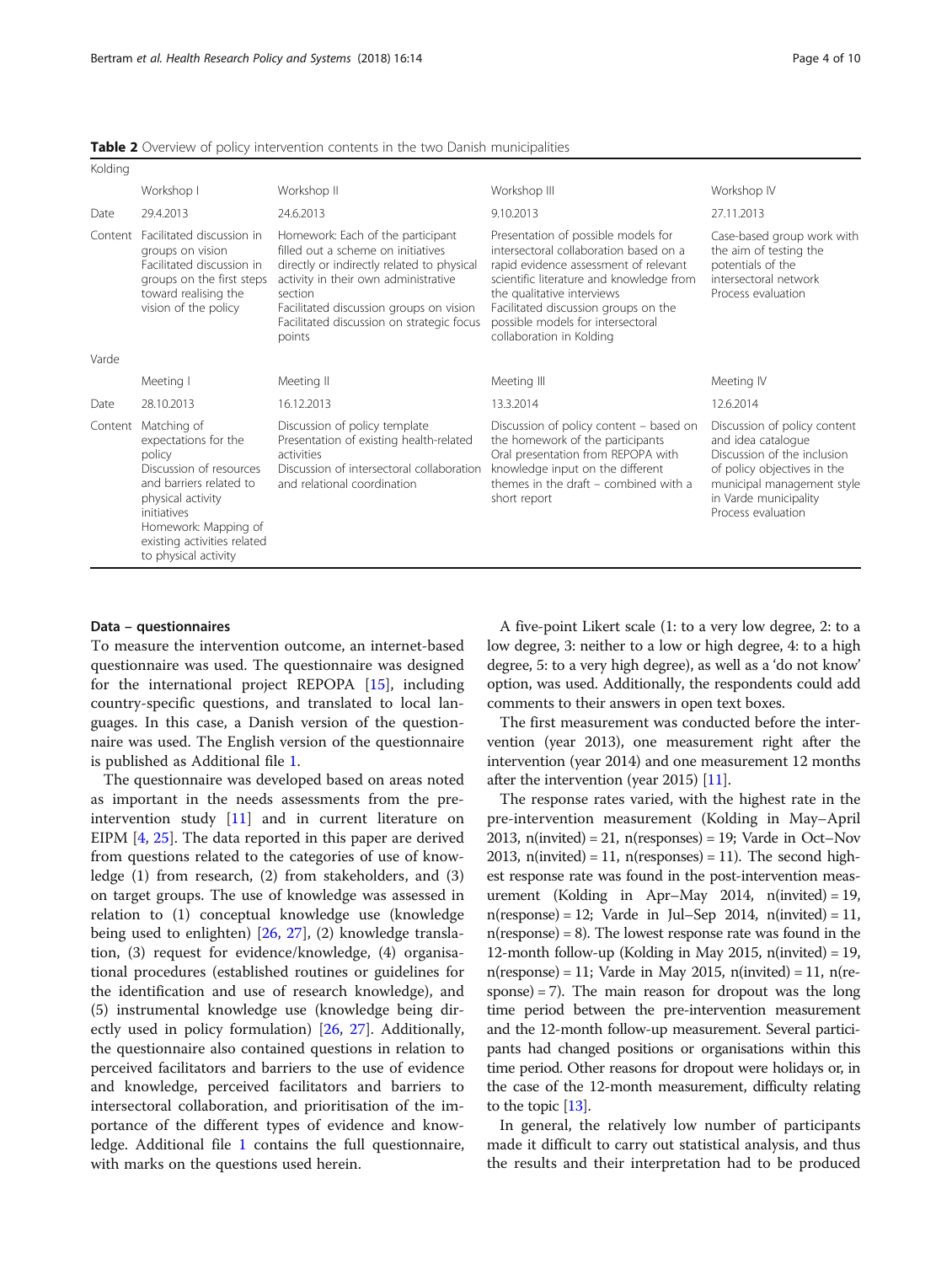**Table 2** Overview of policy intervention contents in the two Danish municipalities

| | | | | |
|---|---|---|---|---|
| Kolding | | | | |
| | Workshop I | Workshop II | Workshop III | Workshop IV |
| Date | 29.4.2013 | 24.6.2013 | 9.10.2013 | 27.11.2013 |
| Content | Facilitated discussion in groups on vision<br>Facilitated discussion in groups on the first steps toward realising the vision of the policy | Homework: Each of the participant filled out a scheme on initiatives directly or indirectly related to physical activity in their own administrative section<br>Facilitated discussion groups on vision<br>Facilitated discussion on strategic focus points | Presentation of possible models for intersectoral collaboration based on a rapid evidence assessment of relevant scientific literature and knowledge from the qualitative interviews<br>Facilitated discussion groups on the possible models for intersectoral collaboration in Kolding | Case-based group work with the aim of testing the potentials of the intersectoral network<br>Process evaluation |
| Varde | | | | |
| | Meeting I | Meeting II | Meeting III | Meeting IV |
| Date | 28.10.2013 | 16.12.2013 | 13.3.2014 | 12.6.2014 |
| Content | Matching of expectations for the policy<br>Discussion of resources and barriers related to physical activity initiatives<br>Homework: Mapping of existing activities related to physical activity | Discussion of policy template<br>Presentation of existing health-related activities<br>Discussion of intersectoral collaboration and relational coordination | Discussion of policy content – based on the homework of the participants<br>Oral presentation from REPOPA with knowledge input on the different themes in the draft – combined with a short report | Discussion of policy content and idea catalogue<br>Discussion of the inclusion of policy objectives in the municipal management style in Varde municipality<br>Process evaluation |

### Data – questionnaires

To measure the intervention outcome, an internet-based questionnaire was used. The questionnaire was designed for the international project REPOPA [15], including country-specific questions, and translated to local languages. In this case, a Danish version of the questionnaire was used. The English version of the questionnaire is published as Additional file 1.

The questionnaire was developed based on areas noted as important in the needs assessments from the pre-intervention study [11] and in current literature on EIPM [4, 25]. The data reported in this paper are derived from questions related to the categories of use of knowledge (1) from research, (2) from stakeholders, and (3) on target groups. The use of knowledge was assessed in relation to (1) conceptual knowledge use (knowledge being used to enlighten) [26, 27], (2) knowledge translation, (3) request for evidence/knowledge, (4) organisational procedures (established routines or guidelines for the identification and use of research knowledge), and (5) instrumental knowledge use (knowledge being directly used in policy formulation) [26, 27]. Additionally, the questionnaire also contained questions in relation to perceived facilitators and barriers to the use of evidence and knowledge, perceived facilitators and barriers to intersectoral collaboration, and prioritisation of the importance of the different types of evidence and knowledge. Additional file 1 contains the full questionnaire, with marks on the questions used herein.

A five-point Likert scale (1: to a very low degree, 2: to a low degree, 3: neither to a low or high degree, 4: to a high degree, 5: to a very high degree), as well as a 'do not know' option, was used. Additionally, the respondents could add comments to their answers in open text boxes.

The first measurement was conducted before the intervention (year 2013), one measurement right after the intervention (year 2014) and one measurement 12 months after the intervention (year 2015) [11].

The response rates varied, with the highest rate in the pre-intervention measurement (Kolding in May–April 2013, n(invited) = 21, n(responses) = 19; Varde in Oct–Nov 2013, n(invited) = 11, n(responses) = 11). The second highest response rate was found in the post-intervention measurement (Kolding in Apr–May 2014, n(invited) = 19, n(response) = 12; Varde in Jul–Sep 2014, n(invited) = 11, n(response) = 8). The lowest response rate was found in the 12-month follow-up (Kolding in May 2015, n(invited) = 19, n(response) = 11; Varde in May 2015, n(invited) = 11, n(response) = 7). The main reason for dropout was the long time period between the pre-intervention measurement and the 12-month follow-up measurement. Several participants had changed positions or organisations within this time period. Other reasons for dropout were holidays or, in the case of the 12-month measurement, difficulty relating to the topic [13].

In general, the relatively low number of participants made it difficult to carry out statistical analysis, and thus the results and their interpretation had to be produced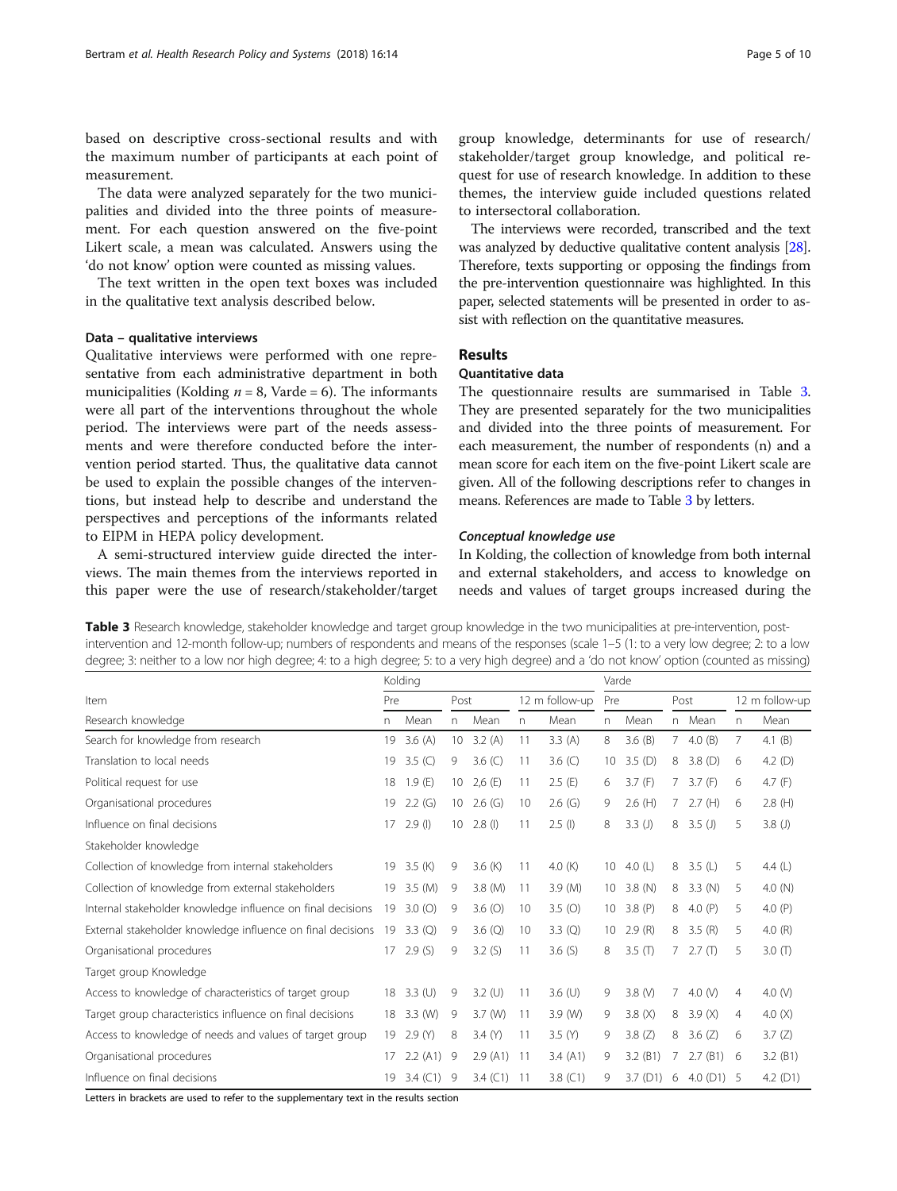based on descriptive cross-sectional results and with the maximum number of participants at each point of measurement.

The data were analyzed separately for the two municipalities and divided into the three points of measurement. For each question answered on the five-point Likert scale, a mean was calculated. Answers using the 'do not know' option were counted as missing values.

The text written in the open text boxes was included in the qualitative text analysis described below.

#### Data – qualitative interviews

Qualitative interviews were performed with one representative from each administrative department in both municipalities (Kolding $n = 8$, Varde = 6). The informants were all part of the interventions throughout the whole period. The interviews were part of the needs assessments and were therefore conducted before the intervention period started. Thus, the qualitative data cannot be used to explain the possible changes of the interventions, but instead help to describe and understand the perspectives and perceptions of the informants related to EIPM in HEPA policy development.

A semi-structured interview guide directed the interviews. The main themes from the interviews reported in this paper were the use of research/stakeholder/target group knowledge, determinants for use of research/stakeholder/target group knowledge, and political request for use of research knowledge. In addition to these themes, the interview guide included questions related to intersectoral collaboration.

The interviews were recorded, transcribed and the text was analyzed by deductive qualitative content analysis [28]. Therefore, texts supporting or opposing the findings from the pre-intervention questionnaire was highlighted. In this paper, selected statements will be presented in order to assist with reflection on the quantitative measures.

## Results

### Quantitative data

The questionnaire results are summarised in Table 3. They are presented separately for the two municipalities and divided into the three points of measurement. For each measurement, the number of respondents (n) and a mean score for each item on the five-point Likert scale are given. All of the following descriptions refer to changes in means. References are made to Table 3 by letters.

#### *Conceptual knowledge use*

In Kolding, the collection of knowledge from both internal and external stakeholders, and access to knowledge on needs and values of target groups increased during the

**Table 3** Research knowledge, stakeholder knowledge and target group knowledge in the two municipalities at pre-intervention, post-intervention and 12-month follow-up; numbers of respondents and means of the responses (scale 1–5 (1: to a very low degree; 2: to a low degree; 3: neither to a low nor high degree; 4: to a high degree; 5: to a very high degree) and a 'do not know' option (counted as missing)

| | Kolding | | | | | | Varde | | | | | |
|---|---|---|---|---|---|---|---|---|---|---|---|---|
| Item | Pre | | Post | | 12 m follow-up | | Pre | | Post | | 12 m follow-up | |
| Research knowledge | n | Mean | n | Mean | n | Mean | n | Mean | n | Mean | n | Mean |
| Search for knowledge from research | 19 | 3.6 (A) | 10 | 3.2 (A) | 11 | 3.3 (A) | 8 | 3.6 (B) | 7 | 4.0 (B) | 7 | 4.1 (B) |
| Translation to local needs | 19 | 3.5 (C) | 9 | 3.6 (C) | 11 | 3.6 (C) | 10 | 3.5 (D) | 8 | 3.8 (D) | 6 | 4.2 (D) |
| Political request for use | 18 | 1.9 (E) | 10 | 2,6 (E) | 11 | 2.5 (E) | 6 | 3.7 (F) | 7 | 3.7 (F) | 6 | 4.7 (F) |
| Organisational procedures | 19 | 2.2 (G) | 10 | 2.6 (G) | 10 | 2.6 (G) | 9 | 2.6 (H) | 7 | 2.7 (H) | 6 | 2.8 (H) |
| Influence on final decisions | 17 | 2.9 (I) | 10 | 2.8 (I) | 11 | 2.5 (I) | 8 | 3.3 (J) | 8 | 3.5 (J) | 5 | 3.8 (J) |
| Stakeholder knowledge | | | | | | | | | | | | |
| Collection of knowledge from internal stakeholders | 19 | 3.5 (K) | 9 | 3.6 (K) | 11 | 4.0 (K) | 10 | 4.0 (L) | 8 | 3.5 (L) | 5 | 4.4 (L) |
| Collection of knowledge from external stakeholders | 19 | 3.5 (M) | 9 | 3.8 (M) | 11 | 3.9 (M) | 10 | 3.8 (N) | 8 | 3.3 (N) | 5 | 4.0 (N) |
| Internal stakeholder knowledge influence on final decisions | 19 | 3.0 (O) | 9 | 3.6 (O) | 10 | 3.5 (O) | 10 | 3.8 (P) | 8 | 4.0 (P) | 5 | 4.0 (P) |
| External stakeholder knowledge influence on final decisions | 19 | 3.3 (Q) | 9 | 3.6 (Q) | 10 | 3.3 (Q) | 10 | 2.9 (R) | 8 | 3.5 (R) | 5 | 4.0 (R) |
| Organisational procedures | 17 | 2.9 (S) | 9 | 3.2 (S) | 11 | 3.6 (S) | 8 | 3.5 (T) | 7 | 2.7 (T) | 5 | 3.0 (T) |
| Target group Knowledge | | | | | | | | | | | | |
| Access to knowledge of characteristics of target group | 18 | 3.3 (U) | 9 | 3.2 (U) | 11 | 3.6 (U) | 9 | 3.8 (V) | 7 | 4.0 (V) | 4 | 4.0 (V) |
| Target group characteristics influence on final decisions | 18 | 3.3 (W) | 9 | 3.7 (W) | 11 | 3.9 (W) | 9 | 3.8 (X) | 8 | 3.9 (X) | 4 | 4.0 (X) |
| Access to knowledge of needs and values of target group | 19 | 2.9 (Y) | 8 | 3.4 (Y) | 11 | 3.5 (Y) | 9 | 3.8 (Z) | 8 | 3.6 (Z) | 6 | 3.7 (Z) |
| Organisational procedures | 17 | 2.2 (A1) | 9 | 2.9 (A1) | 11 | 3.4 (A1) | 9 | 3.2 (B1) | 7 | 2.7 (B1) | 6 | 3.2 (B1) |
| Influence on final decisions | 19 | 3.4 (C1) | 9 | 3.4 (C1) | 11 | 3.8 (C1) | 9 | 3.7 (D1) | 6 | 4.0 (D1) | 5 | 4.2 (D1) |

Letters in brackets are used to refer to the supplementary text in the results section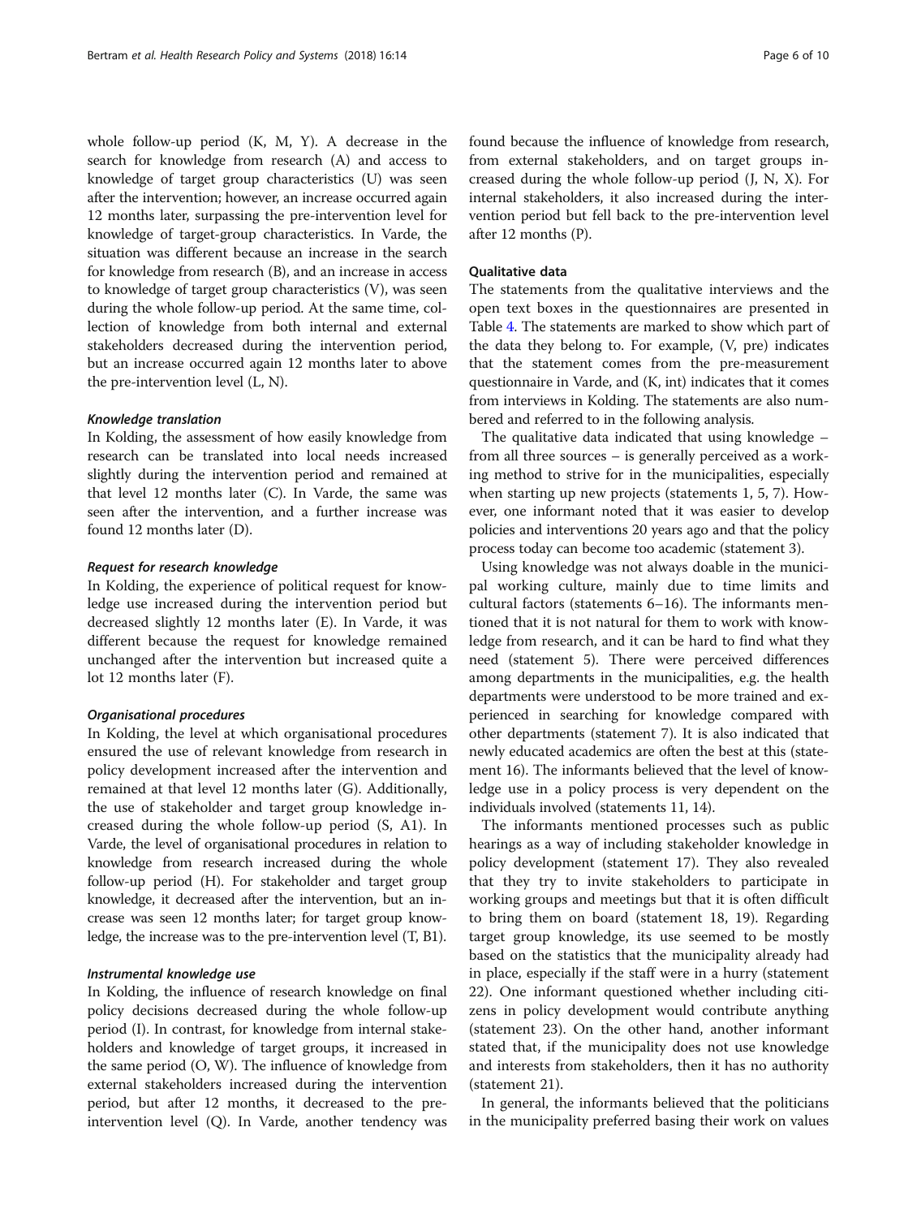whole follow-up period (K, M, Y). A decrease in the search for knowledge from research (A) and access to knowledge of target group characteristics (U) was seen after the intervention; however, an increase occurred again 12 months later, surpassing the pre-intervention level for knowledge of target-group characteristics. In Varde, the situation was different because an increase in the search for knowledge from research (B), and an increase in access to knowledge of target group characteristics (V), was seen during the whole follow-up period. At the same time, collection of knowledge from both internal and external stakeholders decreased during the intervention period, but an increase occurred again 12 months later to above the pre-intervention level (L, N).

#### Knowledge translation

In Kolding, the assessment of how easily knowledge from research can be translated into local needs increased slightly during the intervention period and remained at that level 12 months later (C). In Varde, the same was seen after the intervention, and a further increase was found 12 months later (D).

#### Request for research knowledge

In Kolding, the experience of political request for knowledge use increased during the intervention period but decreased slightly 12 months later (E). In Varde, it was different because the request for knowledge remained unchanged after the intervention but increased quite a lot 12 months later (F).

#### Organisational procedures

In Kolding, the level at which organisational procedures ensured the use of relevant knowledge from research in policy development increased after the intervention and remained at that level 12 months later (G). Additionally, the use of stakeholder and target group knowledge increased during the whole follow-up period (S, A1). In Varde, the level of organisational procedures in relation to knowledge from research increased during the whole follow-up period (H). For stakeholder and target group knowledge, it decreased after the intervention, but an increase was seen 12 months later; for target group knowledge, the increase was to the pre-intervention level (T, B1).

#### Instrumental knowledge use

In Kolding, the influence of research knowledge on final policy decisions decreased during the whole follow-up period (I). In contrast, for knowledge from internal stakeholders and knowledge of target groups, it increased in the same period (O, W). The influence of knowledge from external stakeholders increased during the intervention period, but after 12 months, it decreased to the pre-intervention level (Q). In Varde, another tendency was found because the influence of knowledge from research, from external stakeholders, and on target groups increased during the whole follow-up period (J, N, X). For internal stakeholders, it also increased during the intervention period but fell back to the pre-intervention level after 12 months (P).

### Qualitative data

The statements from the qualitative interviews and the open text boxes in the questionnaires are presented in Table 4. The statements are marked to show which part of the data they belong to. For example, (V, pre) indicates that the statement comes from the pre-measurement questionnaire in Varde, and (K, int) indicates that it comes from interviews in Kolding. The statements are also numbered and referred to in the following analysis.

The qualitative data indicated that using knowledge – from all three sources – is generally perceived as a working method to strive for in the municipalities, especially when starting up new projects (statements 1, 5, 7). However, one informant noted that it was easier to develop policies and interventions 20 years ago and that the policy process today can become too academic (statement 3).

Using knowledge was not always doable in the municipal working culture, mainly due to time limits and cultural factors (statements 6–16). The informants mentioned that it is not natural for them to work with knowledge from research, and it can be hard to find what they need (statement 5). There were perceived differences among departments in the municipalities, e.g. the health departments were understood to be more trained and experienced in searching for knowledge compared with other departments (statement 7). It is also indicated that newly educated academics are often the best at this (statement 16). The informants believed that the level of knowledge use in a policy process is very dependent on the individuals involved (statements 11, 14).

The informants mentioned processes such as public hearings as a way of including stakeholder knowledge in policy development (statement 17). They also revealed that they try to invite stakeholders to participate in working groups and meetings but that it is often difficult to bring them on board (statement 18, 19). Regarding target group knowledge, its use seemed to be mostly based on the statistics that the municipality already had in place, especially if the staff were in a hurry (statement 22). One informant questioned whether including citizens in policy development would contribute anything (statement 23). On the other hand, another informant stated that, if the municipality does not use knowledge and interests from stakeholders, then it has no authority (statement 21).

In general, the informants believed that the politicians in the municipality preferred basing their work on values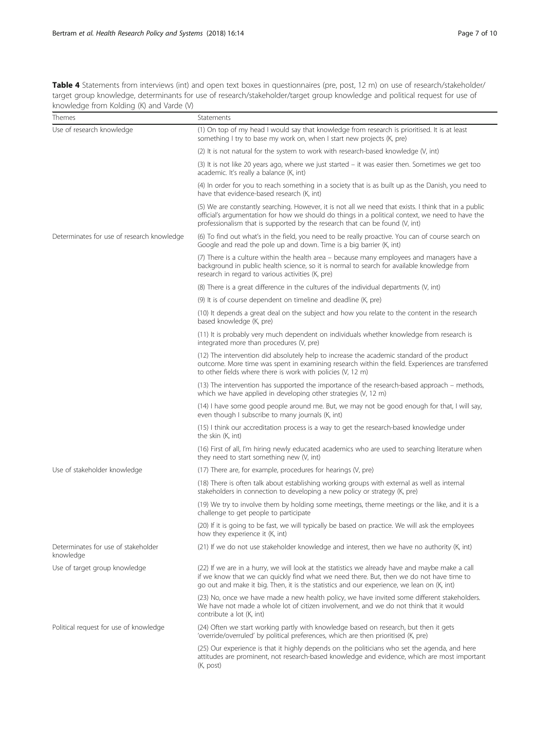**Table 4** Statements from interviews (int) and open text boxes in questionnaires (pre, post, 12 m) on use of research/stakeholder/target group knowledge, determinants for use of research/stakeholder/target group knowledge and political request for use of knowledge from Kolding (K) and Varde (V)

| Themes | Statements |
| --- | --- |
| Use of research knowledge | (1) On top of my head I would say that knowledge from research is prioritised. It is at least something I try to base my work on, when I start new projects (K, pre) |
| | (2) It is not natural for the system to work with research-based knowledge (V, int) |
| | (3) It is not like 20 years ago, where we just started – it was easier then. Sometimes we get too academic. It's really a balance (K, int) |
| | (4) In order for you to reach something in a society that is as built up as the Danish, you need to have that evidence-based research (K, int) |
| | (5) We are constantly searching. However, it is not all we need that exists. I think that in a public official's argumentation for how we should do things in a political context, we need to have the professionalism that is supported by the research that can be found (V, int) |
| Determinates for use of research knowledge | (6) To find out what's in the field, you need to be really proactive. You can of course search on Google and read the pole up and down. Time is a big barrier (K, int) |
| | (7) There is a culture within the health area – because many employees and managers have a background in public health science, so it is normal to search for available knowledge from research in regard to various activities (K, pre) |
| | (8) There is a great difference in the cultures of the individual departments (V, int) |
| | (9) It is of course dependent on timeline and deadline (K, pre) |
| | (10) It depends a great deal on the subject and how you relate to the content in the research based knowledge (K, pre) |
| | (11) It is probably very much dependent on individuals whether knowledge from research is integrated more than procedures (V, pre) |
| | (12) The intervention did absolutely help to increase the academic standard of the product outcome. More time was spent in examining research within the field. Experiences are transferred to other fields where there is work with policies (V, 12 m) |
| | (13) The intervention has supported the importance of the research-based approach – methods, which we have applied in developing other strategies (V, 12 m) |
| | (14) I have some good people around me. But, we may not be good enough for that, I will say, even though I subscribe to many journals (K, int) |
| | (15) I think our accreditation process is a way to get the research-based knowledge under the skin (K, int) |
| | (16) First of all, I'm hiring newly educated academics who are used to searching literature when they need to start something new (V, int) |
| Use of stakeholder knowledge | (17) There are, for example, procedures for hearings (V, pre) |
| | (18) There is often talk about establishing working groups with external as well as internal stakeholders in connection to developing a new policy or strategy (K, pre) |
| | (19) We try to involve them by holding some meetings, theme meetings or the like, and it is a challenge to get people to participate |
| | (20) If it is going to be fast, we will typically be based on practice. We will ask the employees how they experience it (K, int) |
| Determinates for use of stakeholder knowledge | (21) If we do not use stakeholder knowledge and interest, then we have no authority (K, int) |
| Use of target group knowledge | (22) If we are in a hurry, we will look at the statistics we already have and maybe make a call if we know that we can quickly find what we need there. But, then we do not have time to go out and make it big. Then, it is the statistics and our experience, we lean on (K, int) |
| | (23) No, once we have made a new health policy, we have invited some different stakeholders. We have not made a whole lot of citizen involvement, and we do not think that it would contribute a lot (K, int) |
| Political request for use of knowledge | (24) Often we start working partly with knowledge based on research, but then it gets 'override/overruled' by political preferences, which are then prioritised (K, pre) |
| | (25) Our experience is that it highly depends on the politicians who set the agenda, and here attitudes are prominent, not research-based knowledge and evidence, which are most important (K, post) |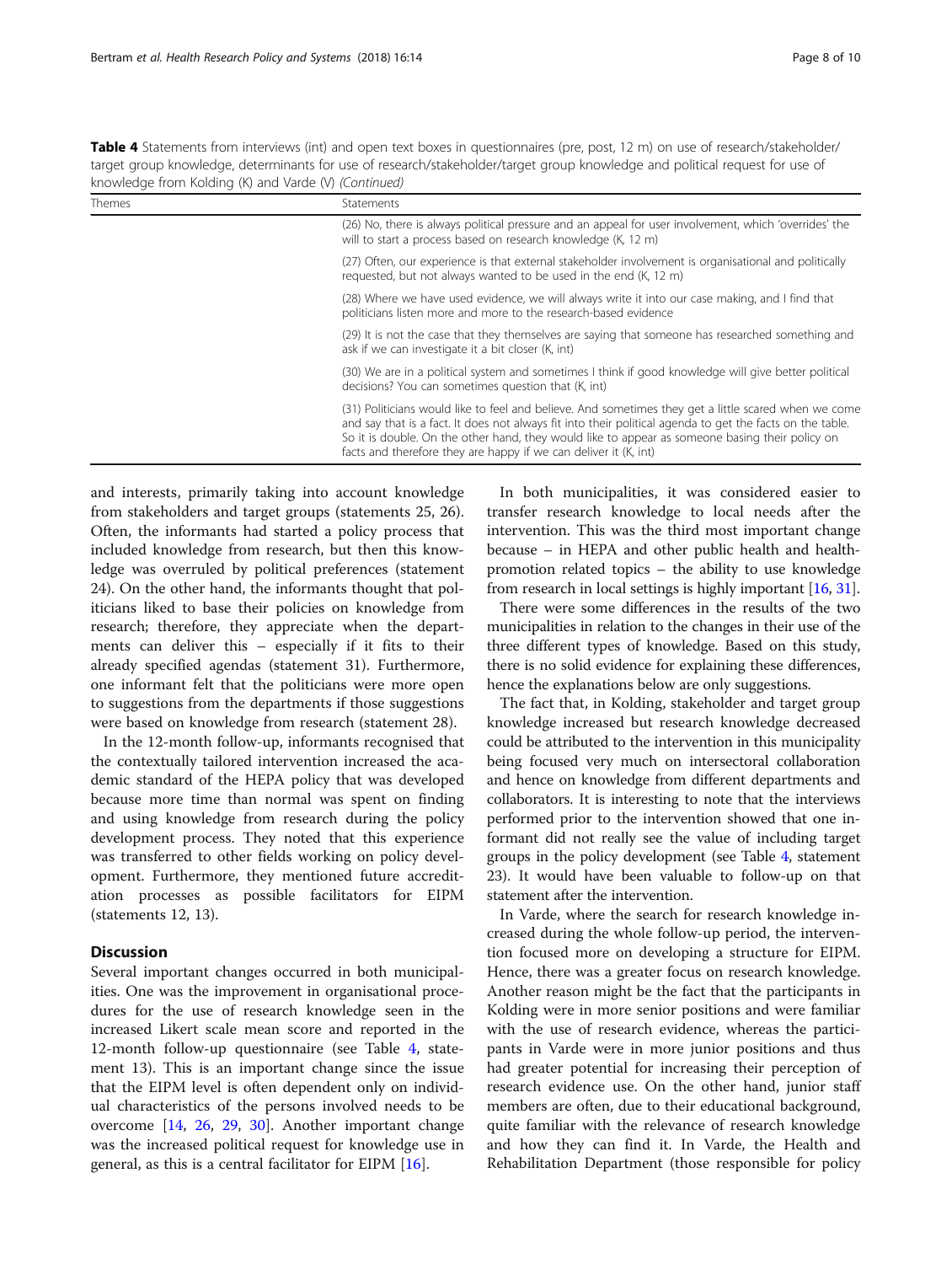**Table 4** Statements from interviews (int) and open text boxes in questionnaires (pre, post, 12 m) on use of research/stakeholder/target group knowledge, determinants for use of research/stakeholder/target group knowledge and political request for use of knowledge from Kolding (K) and Varde (V) *(Continued)*

| Themes | Statements |
| --- | --- |
| | (26) No, there is always political pressure and an appeal for user involvement, which 'overrides' the will to start a process based on research knowledge (K, 12 m) |
| | (27) Often, our experience is that external stakeholder involvement is organisational and politically requested, but not always wanted to be used in the end (K, 12 m) |
| | (28) Where we have used evidence, we will always write it into our case making, and I find that politicians listen more and more to the research-based evidence |
| | (29) It is not the case that they themselves are saying that someone has researched something and ask if we can investigate it a bit closer (K, int) |
| | (30) We are in a political system and sometimes I think if good knowledge will give better political decisions? You can sometimes question that (K, int) |
| | (31) Politicians would like to feel and believe. And sometimes they get a little scared when we come and say that is a fact. It does not always fit into their political agenda to get the facts on the table. So it is double. On the other hand, they would like to appear as someone basing their policy on facts and therefore they are happy if we can deliver it (K, int) |

and interests, primarily taking into account knowledge from stakeholders and target groups (statements 25, 26). Often, the informants had started a policy process that included knowledge from research, but then this knowledge was overruled by political preferences (statement 24). On the other hand, the informants thought that politicians liked to base their policies on knowledge from research; therefore, they appreciate when the departments can deliver this – especially if it fits to their already specified agendas (statement 31). Furthermore, one informant felt that the politicians were more open to suggestions from the departments if those suggestions were based on knowledge from research (statement 28).

In the 12-month follow-up, informants recognised that the contextually tailored intervention increased the academic standard of the HEPA policy that was developed because more time than normal was spent on finding and using knowledge from research during the policy development process. They noted that this experience was transferred to other fields working on policy development. Furthermore, they mentioned future accreditation processes as possible facilitators for EIPM (statements 12, 13).

## Discussion

Several important changes occurred in both municipalities. One was the improvement in organisational procedures for the use of research knowledge seen in the increased Likert scale mean score and reported in the 12-month follow-up questionnaire (see Table 4, statement 13). This is an important change since the issue that the EIPM level is often dependent only on individual characteristics of the persons involved needs to be overcome [14, 26, 29, 30]. Another important change was the increased political request for knowledge use in general, as this is a central facilitator for EIPM [16].

In both municipalities, it was considered easier to transfer research knowledge to local needs after the intervention. This was the third most important change because – in HEPA and other public health and health-promotion related topics – the ability to use knowledge from research in local settings is highly important [16, 31].

There were some differences in the results of the two municipalities in relation to the changes in their use of the three different types of knowledge. Based on this study, there is no solid evidence for explaining these differences, hence the explanations below are only suggestions.

The fact that, in Kolding, stakeholder and target group knowledge increased but research knowledge decreased could be attributed to the intervention in this municipality being focused very much on intersectoral collaboration and hence on knowledge from different departments and collaborators. It is interesting to note that the interviews performed prior to the intervention showed that one informant did not really see the value of including target groups in the policy development (see Table 4, statement 23). It would have been valuable to follow-up on that statement after the intervention.

In Varde, where the search for research knowledge increased during the whole follow-up period, the intervention focused more on developing a structure for EIPM. Hence, there was a greater focus on research knowledge. Another reason might be the fact that the participants in Kolding were in more senior positions and were familiar with the use of research evidence, whereas the participants in Varde were in more junior positions and thus had greater potential for increasing their perception of research evidence use. On the other hand, junior staff members are often, due to their educational background, quite familiar with the relevance of research knowledge and how they can find it. In Varde, the Health and Rehabilitation Department (those responsible for policy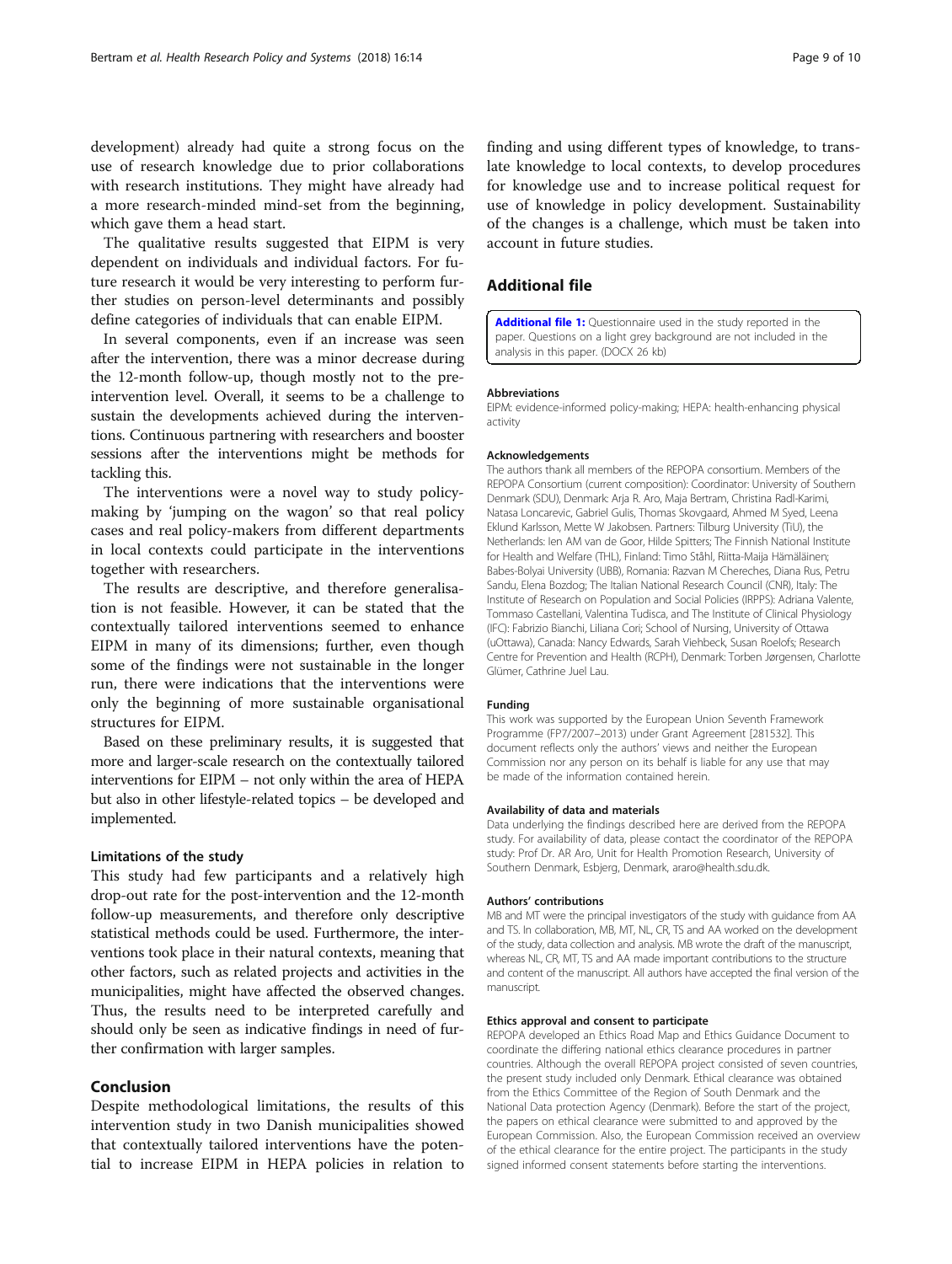development) already had quite a strong focus on the use of research knowledge due to prior collaborations with research institutions. They might have already had a more research-minded mind-set from the beginning, which gave them a head start.

The qualitative results suggested that EIPM is very dependent on individuals and individual factors. For future research it would be very interesting to perform further studies on person-level determinants and possibly define categories of individuals that can enable EIPM.

In several components, even if an increase was seen after the intervention, there was a minor decrease during the 12-month follow-up, though mostly not to the pre-intervention level. Overall, it seems to be a challenge to sustain the developments achieved during the interventions. Continuous partnering with researchers and booster sessions after the interventions might be methods for tackling this.

The interventions were a novel way to study policy-making by 'jumping on the wagon' so that real policy cases and real policy-makers from different departments in local contexts could participate in the interventions together with researchers.

The results are descriptive, and therefore generalisation is not feasible. However, it can be stated that the contextually tailored interventions seemed to enhance EIPM in many of its dimensions; further, even though some of the findings were not sustainable in the longer run, there were indications that the interventions were only the beginning of more sustainable organisational structures for EIPM.

Based on these preliminary results, it is suggested that more and larger-scale research on the contextually tailored interventions for EIPM – not only within the area of HEPA but also in other lifestyle-related topics – be developed and implemented.

### Limitations of the study

This study had few participants and a relatively high drop-out rate for the post-intervention and the 12-month follow-up measurements, and therefore only descriptive statistical methods could be used. Furthermore, the interventions took place in their natural contexts, meaning that other factors, such as related projects and activities in the municipalities, might have affected the observed changes. Thus, the results need to be interpreted carefully and should only be seen as indicative findings in need of further confirmation with larger samples.

## Conclusion

Despite methodological limitations, the results of this intervention study in two Danish municipalities showed that contextually tailored interventions have the potential to increase EIPM in HEPA policies in relation to finding and using different types of knowledge, to translate knowledge to local contexts, to develop procedures for knowledge use and to increase political request for use of knowledge in policy development. Sustainability of the changes is a challenge, which must be taken into account in future studies.

## Additional file

**Additional file 1:** Questionnaire used in the study reported in the paper. Questions on a light grey background are not included in the analysis in this paper. (DOCX 26 kb)

#### Abbreviations

EIPM: evidence-informed policy-making; HEPA: health-enhancing physical activity

#### Acknowledgements

The authors thank all members of the REPOPA consortium. Members of the REPOPA Consortium (current composition): Coordinator: University of Southern Denmark (SDU), Denmark: Arja R. Aro, Maja Bertram, Christina Radl-Karimi, Natasa Loncarevic, Gabriel Gulis, Thomas Skovgaard, Ahmed M Syed, Leena Eklund Karlsson, Mette W Jakobsen. Partners: Tilburg University (TiU), the Netherlands: Ien AM van de Goor, Hilde Spitters; The Finnish National Institute for Health and Welfare (THL), Finland: Timo Ståhl, Riitta-Maija Hämäläinen; Babes-Bolyai University (UBB), Romania: Razvan M Chereches, Diana Rus, Petru Sandu, Elena Bozdog; The Italian National Research Council (CNR), Italy: The Institute of Research on Population and Social Policies (IRPPS): Adriana Valente, Tommaso Castellani, Valentina Tudisca, and The Institute of Clinical Physiology (IFC): Fabrizio Bianchi, Liliana Cori; School of Nursing, University of Ottawa (uOttawa), Canada: Nancy Edwards, Sarah Viehbeck, Susan Roelofs; Research Centre for Prevention and Health (RCPH), Denmark: Torben Jørgensen, Charlotte Glümer, Cathrine Juel Lau.

#### Funding

This work was supported by the European Union Seventh Framework Programme (FP7/2007–2013) under Grant Agreement [281532]. This document reflects only the authors' views and neither the European Commission nor any person on its behalf is liable for any use that may be made of the information contained herein.

#### Availability of data and materials

Data underlying the findings described here are derived from the REPOPA study. For availability of data, please contact the coordinator of the REPOPA study: Prof Dr. AR Aro, Unit for Health Promotion Research, University of Southern Denmark, Esbjerg, Denmark, araro@health.sdu.dk.

#### Authors' contributions

MB and MT were the principal investigators of the study with guidance from AA and TS. In collaboration, MB, MT, NL, CR, TS and AA worked on the development of the study, data collection and analysis. MB wrote the draft of the manuscript, whereas NL, CR, MT, TS and AA made important contributions to the structure and content of the manuscript. All authors have accepted the final version of the manuscript.

#### Ethics approval and consent to participate

REPOPA developed an Ethics Road Map and Ethics Guidance Document to coordinate the differing national ethics clearance procedures in partner countries. Although the overall REPOPA project consisted of seven countries, the present study included only Denmark. Ethical clearance was obtained from the Ethics Committee of the Region of South Denmark and the National Data protection Agency (Denmark). Before the start of the project, the papers on ethical clearance were submitted to and approved by the European Commission. Also, the European Commission received an overview of the ethical clearance for the entire project. The participants in the study signed informed consent statements before starting the interventions.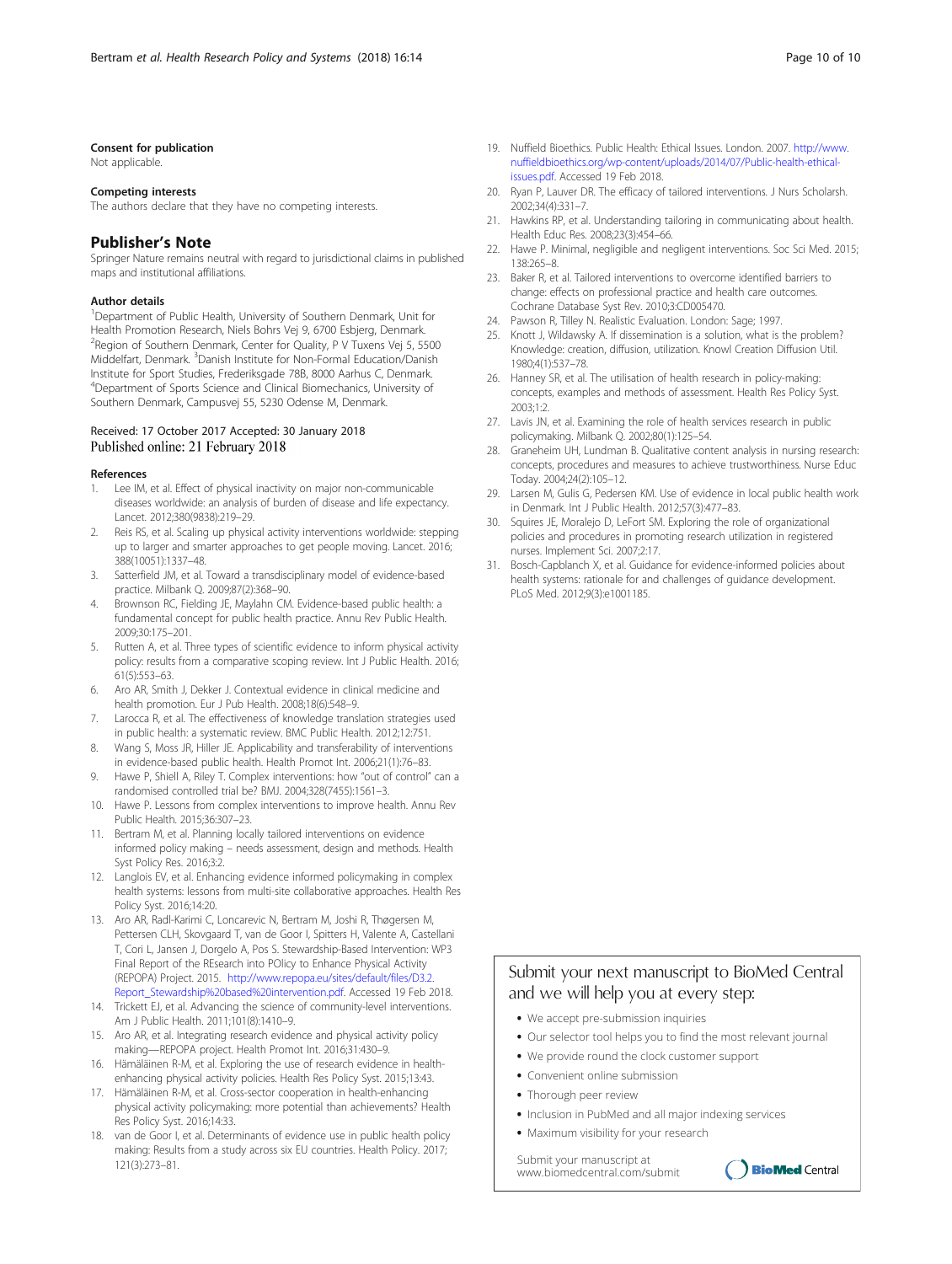#### Consent for publication

Not applicable.

#### Competing interests

The authors declare that they have no competing interests.

### Publisher's Note

Springer Nature remains neutral with regard to jurisdictional claims in published maps and institutional affiliations.

#### Author details

[1]Department of Public Health, University of Southern Denmark, Unit for Health Promotion Research, Niels Bohrs Vej 9, 6700 Esbjerg, Denmark. [2]Region of Southern Denmark, Center for Quality, P V Tuxens Vej 5, 5500 Middelfart, Denmark. [3]Danish Institute for Non-Formal Education/Danish Institute for Sport Studies, Frederiksgade 78B, 8000 Aarhus C, Denmark. [4]Department of Sports Science and Clinical Biomechanics, University of Southern Denmark, Campusvej 55, 5230 Odense M, Denmark.

Received: 17 October 2017 Accepted: 30 January 2018
Published online: 21 February 2018

#### References

1. Lee IM, et al. Effect of physical inactivity on major non-communicable diseases worldwide: an analysis of burden of disease and life expectancy. Lancet. 2012;380(9838):219–29.
2. Reis RS, et al. Scaling up physical activity interventions worldwide: stepping up to larger and smarter approaches to get people moving. Lancet. 2016; 388(10051):1337–48.
3. Satterfield JM, et al. Toward a transdisciplinary model of evidence-based practice. Milbank Q. 2009;87(2):368–90.
4. Brownson RC, Fielding JE, Maylahn CM. Evidence-based public health: a fundamental concept for public health practice. Annu Rev Public Health. 2009;30:175–201.
5. Rutten A, et al. Three types of scientific evidence to inform physical activity policy: results from a comparative scoping review. Int J Public Health. 2016; 61(5):553–63.
6. Aro AR, Smith J, Dekker J. Contextual evidence in clinical medicine and health promotion. Eur J Pub Health. 2008;18(6):548–9.
7. Larocca R, et al. The effectiveness of knowledge translation strategies used in public health: a systematic review. BMC Public Health. 2012;12:751.
8. Wang S, Moss JR, Hiller JE. Applicability and transferability of interventions in evidence-based public health. Health Promot Int. 2006;21(1):76–83.
9. Hawe P, Shiell A, Riley T. Complex interventions: how "out of control" can a randomised controlled trial be? BMJ. 2004;328(7455):1561–3.
10. Hawe P. Lessons from complex interventions to improve health. Annu Rev Public Health. 2015;36:307–23.
11. Bertram M, et al. Planning locally tailored interventions on evidence informed policy making – needs assessment, design and methods. Health Syst Policy Res. 2016;3:2.
12. Langlois EV, et al. Enhancing evidence informed policymaking in complex health systems: lessons from multi-site collaborative approaches. Health Res Policy Syst. 2016;14:20.
13. Aro AR, Radl-Karimi C, Loncarevic N, Bertram M, Joshi R, Thøgersen M, Pettersen CLH, Skovgaard T, van de Goor I, Spitters H, Valente A, Castellani T, Cori L, Jansen J, Dorgelo A, Pos S. Stewardship-Based Intervention: WP3 Final Report of the REsearch into POlicy to Enhance Physical Activity (REPOPA) Project. 2015. http://www.repopa.eu/sites/default/files/D3.2.Report_Stewardship%20based%20intervention.pdf. Accessed 19 Feb 2018.
14. Trickett EJ, et al. Advancing the science of community-level interventions. Am J Public Health. 2011;101(8):1410–9.
15. Aro AR, et al. Integrating research evidence and physical activity policy making—REPOPA project. Health Promot Int. 2016;31:430–9.
16. Hämäläinen R-M, et al. Exploring the use of research evidence in health-enhancing physical activity policies. Health Res Policy Syst. 2015;13:43.
17. Hämäläinen R-M, et al. Cross-sector cooperation in health-enhancing physical activity policymaking: more potential than achievements? Health Res Policy Syst. 2016;14:33.
18. van de Goor I, et al. Determinants of evidence use in public health policy making: Results from a study across six EU countries. Health Policy. 2017; 121(3):273–81.
19. Nuffield Bioethics. Public Health: Ethical Issues. London. 2007. http://www.nuffieldbioethics.org/wp-content/uploads/2014/07/Public-health-ethical-issues.pdf. Accessed 19 Feb 2018.
20. Ryan P, Lauver DR. The efficacy of tailored interventions. J Nurs Scholarsh. 2002;34(4):331–7.
21. Hawkins RP, et al. Understanding tailoring in communicating about health. Health Educ Res. 2008;23(3):454–66.
22. Hawe P. Minimal, negligible and negligent interventions. Soc Sci Med. 2015; 138:265–8.
23. Baker R, et al. Tailored interventions to overcome identified barriers to change: effects on professional practice and health care outcomes. Cochrane Database Syst Rev. 2010;3:CD005470.
24. Pawson R, Tilley N. Realistic Evaluation. London: Sage; 1997.
25. Knott J, Wildawsky A. If dissemination is a solution, what is the problem? Knowledge: creation, diffusion, utilization. Knowl Creation Diffusion Util. 1980;4(1):537–78.
26. Hanney SR, et al. The utilisation of health research in policy-making: concepts, examples and methods of assessment. Health Res Policy Syst. 2003;1:2.
27. Lavis JN, et al. Examining the role of health services research in public policymaking. Milbank Q. 2002;80(1):125–54.
28. Graneheim UH, Lundman B. Qualitative content analysis in nursing research: concepts, procedures and measures to achieve trustworthiness. Nurse Educ Today. 2004;24(2):105–12.
29. Larsen M, Gulis G, Pedersen KM. Use of evidence in local public health work in Denmark. Int J Public Health. 2012;57(3):477–83.
30. Squires JE, Moralejo D, LeFort SM. Exploring the role of organizational policies and procedures in promoting research utilization in registered nurses. Implement Sci. 2007;2:17.
31. Bosch-Capblanch X, et al. Guidance for evidence-informed policies about health systems: rationale for and challenges of guidance development. PLoS Med. 2012;9(3):e1001185.

Submit your next manuscript to BioMed Central and we will help you at every step:

- We accept pre-submission inquiries
- Our selector tool helps you to find the most relevant journal
- We provide round the clock customer support
- Convenient online submission
- Thorough peer review
- Inclusion in PubMed and all major indexing services
- Maximum visibility for your research

Submit your manuscript at
www.biomedcentral.com/submit

BioMed Central